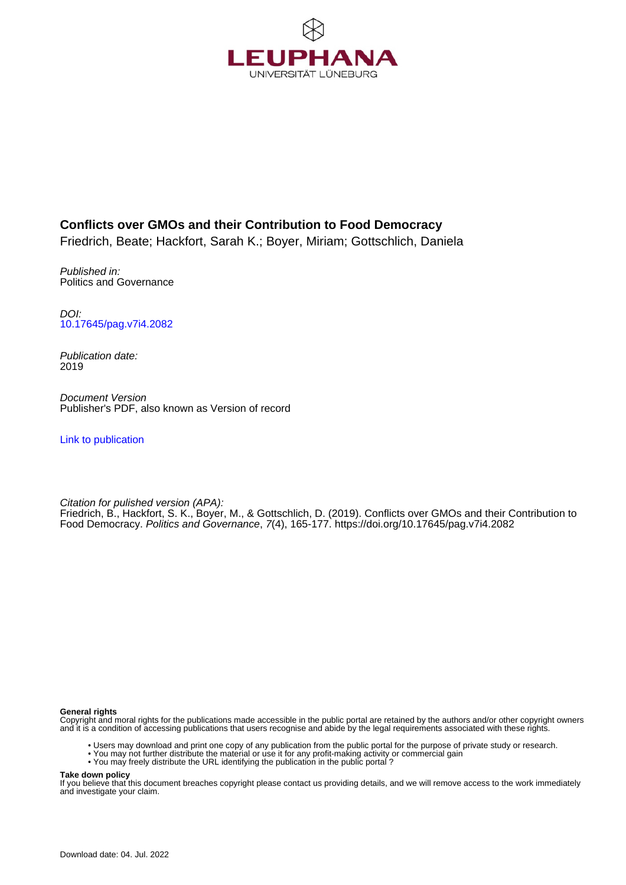LEUPHANA UNIVERSITÄT LÜNEBURG

# Conflicts over GMOs and their Contribution to Food Democracy

Friedrich, Beate; Hackfort, Sarah K.; Boyer, Miriam; Gottschlich, Daniela

*Published in:*
Politics and Governance

*DOI:*
10.17645/pag.v7i4.2082

*Publication date:*
2019

*Document Version*
Publisher's PDF, also known as Version of record

Link to publication

*Citation for pulished version (APA):*
Friedrich, B., Hackfort, S. K., Boyer, M., & Gottschlich, D. (2019). Conflicts over GMOs and their Contribution to Food Democracy. *Politics and Governance*, *7*(4), 165-177. https://doi.org/10.17645/pag.v7i4.2082

**General rights**
Copyright and moral rights for the publications made accessible in the public portal are retained by the authors and/or other copyright owners and it is a condition of accessing publications that users recognise and abide by the legal requirements associated with these rights.

- Users may download and print one copy of any publication from the public portal for the purpose of private study or research.
- You may not further distribute the material or use it for any profit-making activity or commercial gain
- You may freely distribute the URL identifying the publication in the public portal ?

**Take down policy**
If you believe that this document breaches copyright please contact us providing details, and we will remove access to the work immediately and investigate your claim.

Download date: 04. Jul. 2022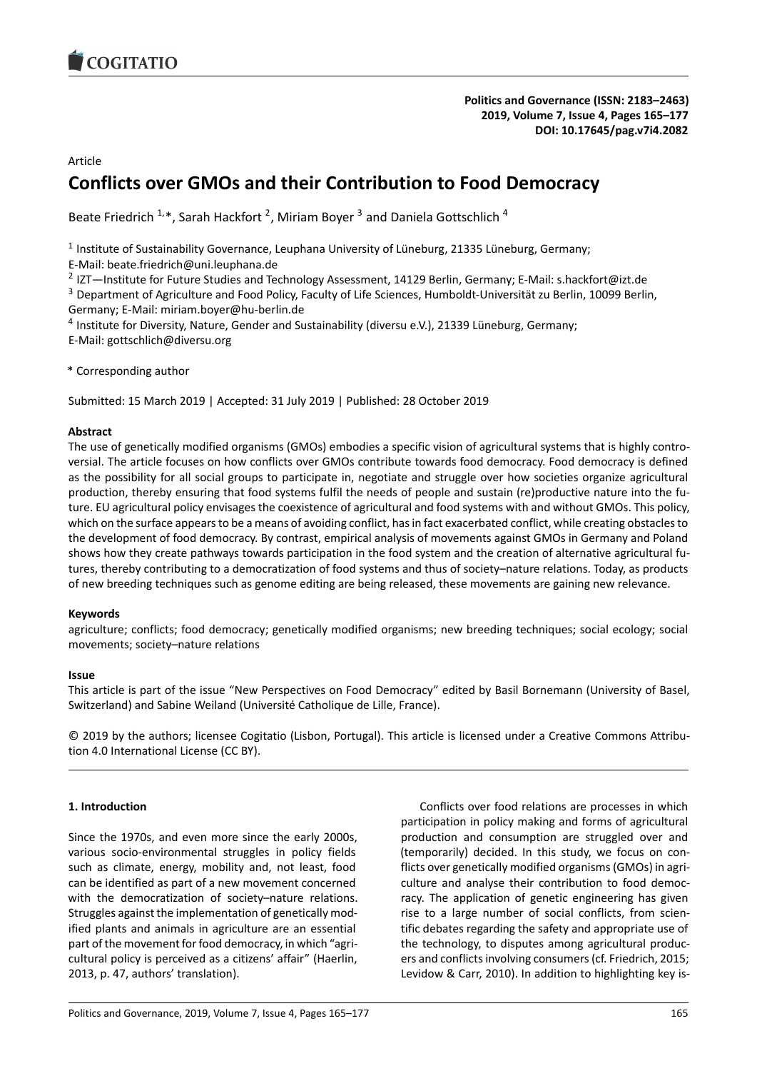Article

# Conflicts over GMOs and their Contribution to Food Democracy

Beate Friedrich [1,*], Sarah Hackfort [2], Miriam Boyer [3] and Daniela Gottschlich [4]

[1] Institute of Sustainability Governance, Leuphana University of Lüneburg, 21335 Lüneburg, Germany; E-Mail: beate.friedrich@uni.leuphana.de

[2] IZT—Institute for Future Studies and Technology Assessment, 14129 Berlin, Germany; E-Mail: s.hackfort@izt.de

[3] Department of Agriculture and Food Policy, Faculty of Life Sciences, Humboldt-Universität zu Berlin, 10099 Berlin, Germany; E-Mail: miriam.boyer@hu-berlin.de

[4] Institute for Diversity, Nature, Gender and Sustainability (diversu e.V.), 21339 Lüneburg, Germany; E-Mail: gottschlich@diversu.org

* Corresponding author

Submitted: 15 March 2019 | Accepted: 31 July 2019 | Published: 28 October 2019

**Abstract**

The use of genetically modified organisms (GMOs) embodies a specific vision of agricultural systems that is highly controversial. The article focuses on how conflicts over GMOs contribute towards food democracy. Food democracy is defined as the possibility for all social groups to participate in, negotiate and struggle over how societies organize agricultural production, thereby ensuring that food systems fulfil the needs of people and sustain (re)productive nature into the future. EU agricultural policy envisages the coexistence of agricultural and food systems with and without GMOs. This policy, which on the surface appears to be a means of avoiding conflict, has in fact exacerbated conflict, while creating obstacles to the development of food democracy. By contrast, empirical analysis of movements against GMOs in Germany and Poland shows how they create pathways towards participation in the food system and the creation of alternative agricultural futures, thereby contributing to a democratization of food systems and thus of society–nature relations. Today, as products of new breeding techniques such as genome editing are being released, these movements are gaining new relevance.

**Keywords**

agriculture; conflicts; food democracy; genetically modified organisms; new breeding techniques; social ecology; social movements; society–nature relations

**Issue**

This article is part of the issue "New Perspectives on Food Democracy" edited by Basil Bornemann (University of Basel, Switzerland) and Sabine Weiland (Université Catholique de Lille, France).

© 2019 by the authors; licensee Cogitatio (Lisbon, Portugal). This article is licensed under a Creative Commons Attribution 4.0 International License (CC BY).

## 1. Introduction

Since the 1970s, and even more since the early 2000s, various socio-environmental struggles in policy fields such as climate, energy, mobility and, not least, food can be identified as part of a new movement concerned with the democratization of society–nature relations. Struggles against the implementation of genetically modified plants and animals in agriculture are an essential part of the movement for food democracy, in which "agricultural policy is perceived as a citizens' affair" (Haerlin, 2013, p. 47, authors' translation).

Conflicts over food relations are processes in which participation in policy making and forms of agricultural production and consumption are struggled over and (temporarily) decided. In this study, we focus on conflicts over genetically modified organisms (GMOs) in agriculture and analyse their contribution to food democracy. The application of genetic engineering has given rise to a large number of social conflicts, from scientific debates regarding the safety and appropriate use of the technology, to disputes among agricultural producers and conflicts involving consumers (cf. Friedrich, 2015; Levidow & Carr, 2010). In addition to highlighting key is-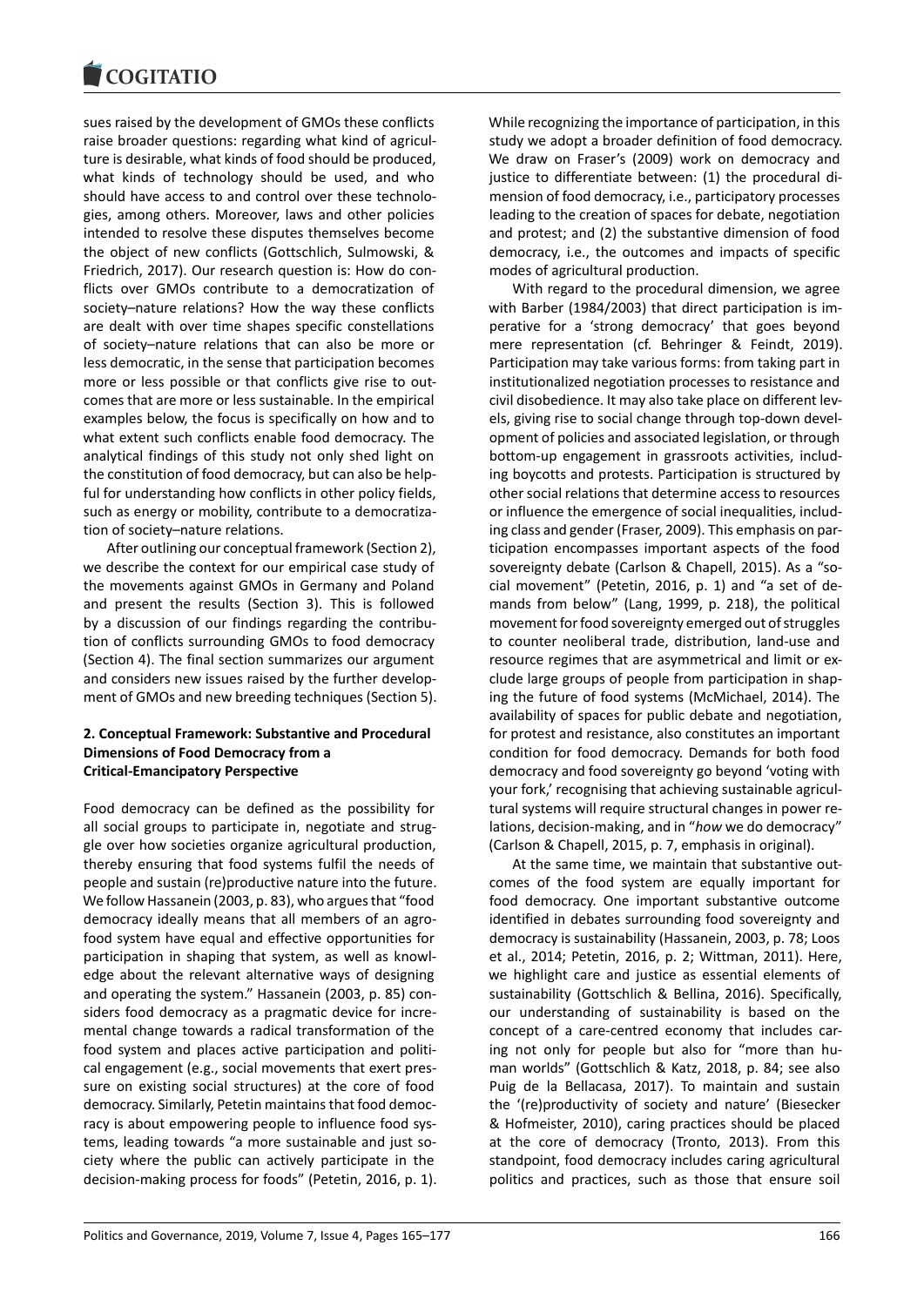sues raised by the development of GMOs these conflicts raise broader questions: regarding what kind of agriculture is desirable, what kinds of food should be produced, what kinds of technology should be used, and who should have access to and control over these technologies, among others. Moreover, laws and other policies intended to resolve these disputes themselves become the object of new conflicts (Gottschlich, Sulmowski, & Friedrich, 2017). Our research question is: How do conflicts over GMOs contribute to a democratization of society–nature relations? How the way these conflicts are dealt with over time shapes specific constellations of society–nature relations that can also be more or less democratic, in the sense that participation becomes more or less possible or that conflicts give rise to outcomes that are more or less sustainable. In the empirical examples below, the focus is specifically on how and to what extent such conflicts enable food democracy. The analytical findings of this study not only shed light on the constitution of food democracy, but can also be helpful for understanding how conflicts in other policy fields, such as energy or mobility, contribute to a democratization of society–nature relations.

After outlining our conceptual framework (Section 2), we describe the context for our empirical case study of the movements against GMOs in Germany and Poland and present the results (Section 3). This is followed by a discussion of our findings regarding the contribution of conflicts surrounding GMOs to food democracy (Section 4). The final section summarizes our argument and considers new issues raised by the further development of GMOs and new breeding techniques (Section 5).

## 2. Conceptual Framework: Substantive and Procedural Dimensions of Food Democracy from a Critical-Emancipatory Perspective

Food democracy can be defined as the possibility for all social groups to participate in, negotiate and struggle over how societies organize agricultural production, thereby ensuring that food systems fulfil the needs of people and sustain (re)productive nature into the future. We follow Hassanein (2003, p. 83), who argues that "food democracy ideally means that all members of an agro-food system have equal and effective opportunities for participation in shaping that system, as well as knowledge about the relevant alternative ways of designing and operating the system." Hassanein (2003, p. 85) considers food democracy as a pragmatic device for incremental change towards a radical transformation of the food system and places active participation and political engagement (e.g., social movements that exert pressure on existing social structures) at the core of food democracy. Similarly, Petetin maintains that food democracy is about empowering people to influence food systems, leading towards "a more sustainable and just society where the public can actively participate in the decision-making process for foods" (Petetin, 2016, p. 1).

While recognizing the importance of participation, in this study we adopt a broader definition of food democracy. We draw on Fraser's (2009) work on democracy and justice to differentiate between: (1) the procedural dimension of food democracy, i.e., participatory processes leading to the creation of spaces for debate, negotiation and protest; and (2) the substantive dimension of food democracy, i.e., the outcomes and impacts of specific modes of agricultural production.

With regard to the procedural dimension, we agree with Barber (1984/2003) that direct participation is imperative for a 'strong democracy' that goes beyond mere representation (cf. Behringer & Feindt, 2019). Participation may take various forms: from taking part in institutionalized negotiation processes to resistance and civil disobedience. It may also take place on different levels, giving rise to social change through top-down development of policies and associated legislation, or through bottom-up engagement in grassroots activities, including boycotts and protests. Participation is structured by other social relations that determine access to resources or influence the emergence of social inequalities, including class and gender (Fraser, 2009). This emphasis on participation encompasses important aspects of the food sovereignty debate (Carlson & Chapell, 2015). As a "social movement" (Petetin, 2016, p. 1) and "a set of demands from below" (Lang, 1999, p. 218), the political movement for food sovereignty emerged out of struggles to counter neoliberal trade, distribution, land-use and resource regimes that are asymmetrical and limit or exclude large groups of people from participation in shaping the future of food systems (McMichael, 2014). The availability of spaces for public debate and negotiation, for protest and resistance, also constitutes an important condition for food democracy. Demands for both food democracy and food sovereignty go beyond 'voting with your fork,' recognising that achieving sustainable agricultural systems will require structural changes in power relations, decision-making, and in "*how* we do democracy" (Carlson & Chapell, 2015, p. 7, emphasis in original).

At the same time, we maintain that substantive outcomes of the food system are equally important for food democracy. One important substantive outcome identified in debates surrounding food sovereignty and democracy is sustainability (Hassanein, 2003, p. 78; Loos et al., 2014; Petetin, 2016, p. 2; Wittman, 2011). Here, we highlight care and justice as essential elements of sustainability (Gottschlich & Bellina, 2016). Specifically, our understanding of sustainability is based on the concept of a care-centred economy that includes caring not only for people but also for "more than human worlds" (Gottschlich & Katz, 2018, p. 84; see also Puig de la Bellacasa, 2017). To maintain and sustain the '(re)productivity of society and nature' (Biesecker & Hofmeister, 2010), caring practices should be placed at the core of democracy (Tronto, 2013). From this standpoint, food democracy includes caring agricultural politics and practices, such as those that ensure soil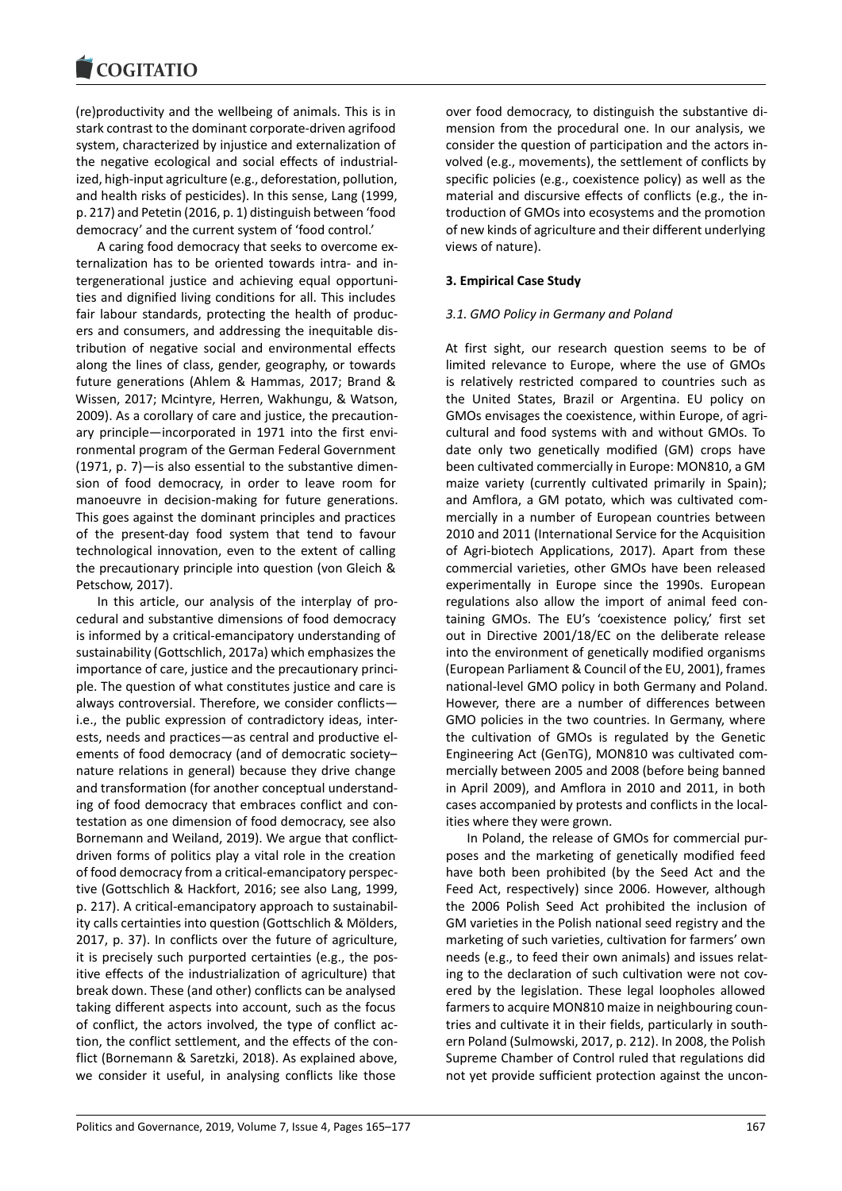(re)productivity and the wellbeing of animals. This is in stark contrast to the dominant corporate-driven agrifood system, characterized by injustice and externalization of the negative ecological and social effects of industrialized, high-input agriculture (e.g., deforestation, pollution, and health risks of pesticides). In this sense, Lang (1999, p. 217) and Petetin (2016, p. 1) distinguish between 'food democracy' and the current system of 'food control.'

A caring food democracy that seeks to overcome externalization has to be oriented towards intra- and intergenerational justice and achieving equal opportunities and dignified living conditions for all. This includes fair labour standards, protecting the health of producers and consumers, and addressing the inequitable distribution of negative social and environmental effects along the lines of class, gender, geography, or towards future generations (Ahlem & Hammas, 2017; Brand & Wissen, 2017; Mcintyre, Herren, Wakhungu, & Watson, 2009). As a corollary of care and justice, the precautionary principle—incorporated in 1971 into the first environmental program of the German Federal Government (1971, p. 7)—is also essential to the substantive dimension of food democracy, in order to leave room for manoeuvre in decision-making for future generations. This goes against the dominant principles and practices of the present-day food system that tend to favour technological innovation, even to the extent of calling the precautionary principle into question (von Gleich & Petschow, 2017).

In this article, our analysis of the interplay of procedural and substantive dimensions of food democracy is informed by a critical-emancipatory understanding of sustainability (Gottschlich, 2017a) which emphasizes the importance of care, justice and the precautionary principle. The question of what constitutes justice and care is always controversial. Therefore, we consider conflicts—i.e., the public expression of contradictory ideas, interests, needs and practices—as central and productive elements of food democracy (and of democratic society–nature relations in general) because they drive change and transformation (for another conceptual understanding of food democracy that embraces conflict and contestation as one dimension of food democracy, see also Bornemann and Weiland, 2019). We argue that conflict-driven forms of politics play a vital role in the creation of food democracy from a critical-emancipatory perspective (Gottschlich & Hackfort, 2016; see also Lang, 1999, p. 217). A critical-emancipatory approach to sustainability calls certainties into question (Gottschlich & Mölders, 2017, p. 37). In conflicts over the future of agriculture, it is precisely such purported certainties (e.g., the positive effects of the industrialization of agriculture) that break down. These (and other) conflicts can be analysed taking different aspects into account, such as the focus of conflict, the actors involved, the type of conflict action, the conflict settlement, and the effects of the conflict (Bornemann & Saretzki, 2018). As explained above, we consider it useful, in analysing conflicts like those over food democracy, to distinguish the substantive dimension from the procedural one. In our analysis, we consider the question of participation and the actors involved (e.g., movements), the settlement of conflicts by specific policies (e.g., coexistence policy) as well as the material and discursive effects of conflicts (e.g., the introduction of GMOs into ecosystems and the promotion of new kinds of agriculture and their different underlying views of nature).

## 3. Empirical Case Study

### 3.1. GMO Policy in Germany and Poland

At first sight, our research question seems to be of limited relevance to Europe, where the use of GMOs is relatively restricted compared to countries such as the United States, Brazil or Argentina. EU policy on GMOs envisages the coexistence, within Europe, of agricultural and food systems with and without GMOs. To date only two genetically modified (GM) crops have been cultivated commercially in Europe: MON810, a GM maize variety (currently cultivated primarily in Spain); and Amflora, a GM potato, which was cultivated commercially in a number of European countries between 2010 and 2011 (International Service for the Acquisition of Agri-biotech Applications, 2017). Apart from these commercial varieties, other GMOs have been released experimentally in Europe since the 1990s. European regulations also allow the import of animal feed containing GMOs. The EU's 'coexistence policy,' first set out in Directive 2001/18/EC on the deliberate release into the environment of genetically modified organisms (European Parliament & Council of the EU, 2001), frames national-level GMO policy in both Germany and Poland. However, there are a number of differences between GMO policies in the two countries. In Germany, where the cultivation of GMOs is regulated by the Genetic Engineering Act (GenTG), MON810 was cultivated commercially between 2005 and 2008 (before being banned in April 2009), and Amflora in 2010 and 2011, in both cases accompanied by protests and conflicts in the localities where they were grown.

In Poland, the release of GMOs for commercial purposes and the marketing of genetically modified feed have both been prohibited (by the Seed Act and the Feed Act, respectively) since 2006. However, although the 2006 Polish Seed Act prohibited the inclusion of GM varieties in the Polish national seed registry and the marketing of such varieties, cultivation for farmers' own needs (e.g., to feed their own animals) and issues relating to the declaration of such cultivation were not covered by the legislation. These legal loopholes allowed farmers to acquire MON810 maize in neighbouring countries and cultivate it in their fields, particularly in southern Poland (Sulmowski, 2017, p. 212). In 2008, the Polish Supreme Chamber of Control ruled that regulations did not yet provide sufficient protection against the uncon-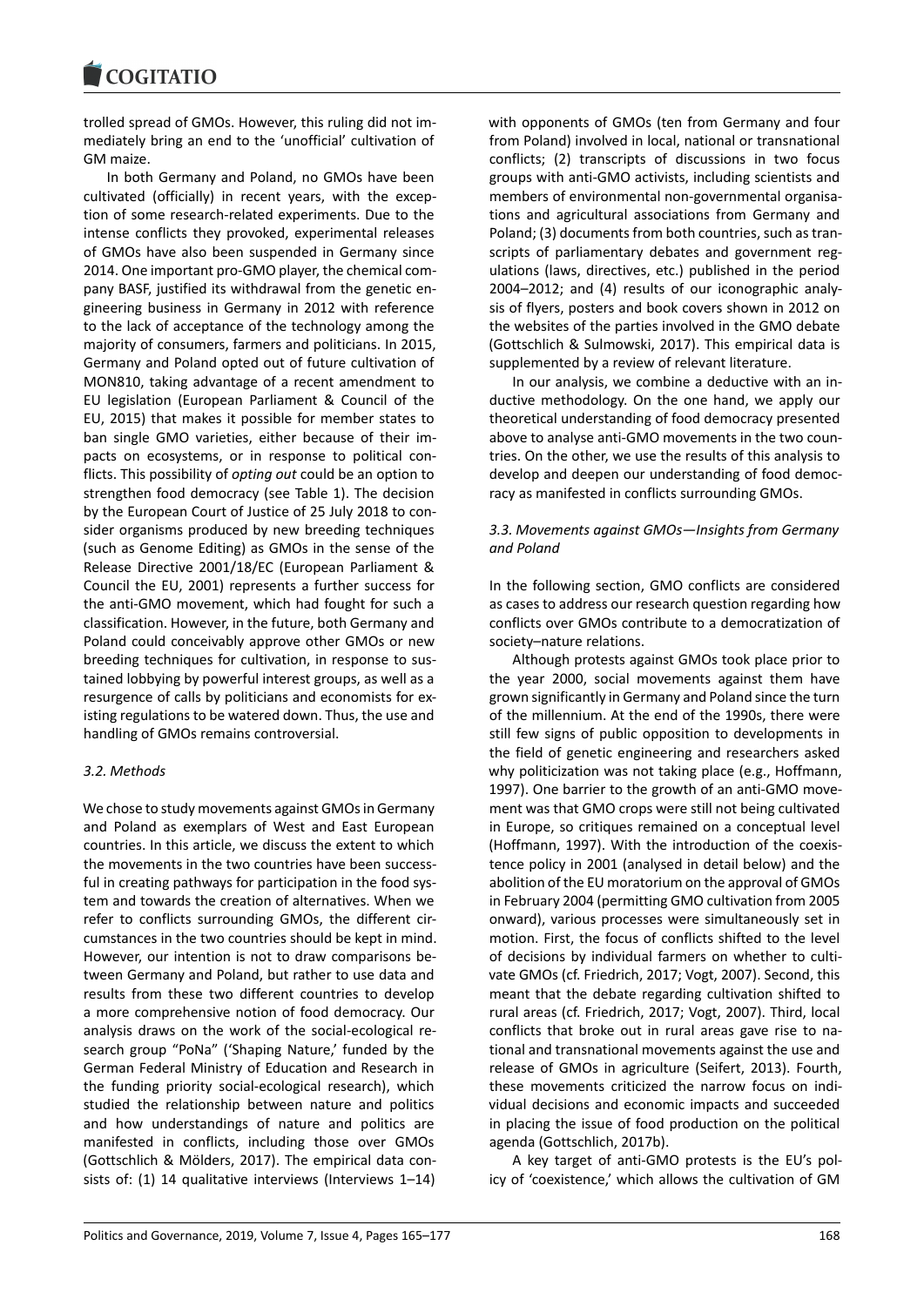trolled spread of GMOs. However, this ruling did not immediately bring an end to the 'unofficial' cultivation of GM maize.

In both Germany and Poland, no GMOs have been cultivated (officially) in recent years, with the exception of some research-related experiments. Due to the intense conflicts they provoked, experimental releases of GMOs have also been suspended in Germany since 2014. One important pro-GMO player, the chemical company BASF, justified its withdrawal from the genetic engineering business in Germany in 2012 with reference to the lack of acceptance of the technology among the majority of consumers, farmers and politicians. In 2015, Germany and Poland opted out of future cultivation of MON810, taking advantage of a recent amendment to EU legislation (European Parliament & Council of the EU, 2015) that makes it possible for member states to ban single GMO varieties, either because of their impacts on ecosystems, or in response to political conflicts. This possibility of *opting out* could be an option to strengthen food democracy (see Table 1). The decision by the European Court of Justice of 25 July 2018 to consider organisms produced by new breeding techniques (such as Genome Editing) as GMOs in the sense of the Release Directive 2001/18/EC (European Parliament & Council the EU, 2001) represents a further success for the anti-GMO movement, which had fought for such a classification. However, in the future, both Germany and Poland could conceivably approve other GMOs or new breeding techniques for cultivation, in response to sustained lobbying by powerful interest groups, as well as a resurgence of calls by politicians and economists for existing regulations to be watered down. Thus, the use and handling of GMOs remains controversial.

### *3.2. Methods*

We chose to study movements against GMOs in Germany and Poland as exemplars of West and East European countries. In this article, we discuss the extent to which the movements in the two countries have been successful in creating pathways for participation in the food system and towards the creation of alternatives. When we refer to conflicts surrounding GMOs, the different circumstances in the two countries should be kept in mind. However, our intention is not to draw comparisons between Germany and Poland, but rather to use data and results from these two different countries to develop a more comprehensive notion of food democracy. Our analysis draws on the work of the social-ecological research group "PoNa" ('Shaping Nature,' funded by the German Federal Ministry of Education and Research in the funding priority social-ecological research), which studied the relationship between nature and politics and how understandings of nature and politics are manifested in conflicts, including those over GMOs (Gottschlich & Mölders, 2017). The empirical data consists of: (1) 14 qualitative interviews (Interviews 1–14) with opponents of GMOs (ten from Germany and four from Poland) involved in local, national or transnational conflicts; (2) transcripts of discussions in two focus groups with anti-GMO activists, including scientists and members of environmental non-governmental organisations and agricultural associations from Germany and Poland; (3) documents from both countries, such as transcripts of parliamentary debates and government regulations (laws, directives, etc.) published in the period 2004–2012; and (4) results of our iconographic analysis of flyers, posters and book covers shown in 2012 on the websites of the parties involved in the GMO debate (Gottschlich & Sulmowski, 2017). This empirical data is supplemented by a review of relevant literature.

In our analysis, we combine a deductive with an inductive methodology. On the one hand, we apply our theoretical understanding of food democracy presented above to analyse anti-GMO movements in the two countries. On the other, we use the results of this analysis to develop and deepen our understanding of food democracy as manifested in conflicts surrounding GMOs.

### *3.3. Movements against GMOs—Insights from Germany and Poland*

In the following section, GMO conflicts are considered as cases to address our research question regarding how conflicts over GMOs contribute to a democratization of society–nature relations.

Although protests against GMOs took place prior to the year 2000, social movements against them have grown significantly in Germany and Poland since the turn of the millennium. At the end of the 1990s, there were still few signs of public opposition to developments in the field of genetic engineering and researchers asked why politicization was not taking place (e.g., Hoffmann, 1997). One barrier to the growth of an anti-GMO movement was that GMO crops were still not being cultivated in Europe, so critiques remained on a conceptual level (Hoffmann, 1997). With the introduction of the coexistence policy in 2001 (analysed in detail below) and the abolition of the EU moratorium on the approval of GMOs in February 2004 (permitting GMO cultivation from 2005 onward), various processes were simultaneously set in motion. First, the focus of conflicts shifted to the level of decisions by individual farmers on whether to cultivate GMOs (cf. Friedrich, 2017; Vogt, 2007). Second, this meant that the debate regarding cultivation shifted to rural areas (cf. Friedrich, 2017; Vogt, 2007). Third, local conflicts that broke out in rural areas gave rise to national and transnational movements against the use and release of GMOs in agriculture (Seifert, 2013). Fourth, these movements criticized the narrow focus on individual decisions and economic impacts and succeeded in placing the issue of food production on the political agenda (Gottschlich, 2017b).

A key target of anti-GMO protests is the EU's policy of 'coexistence,' which allows the cultivation of GM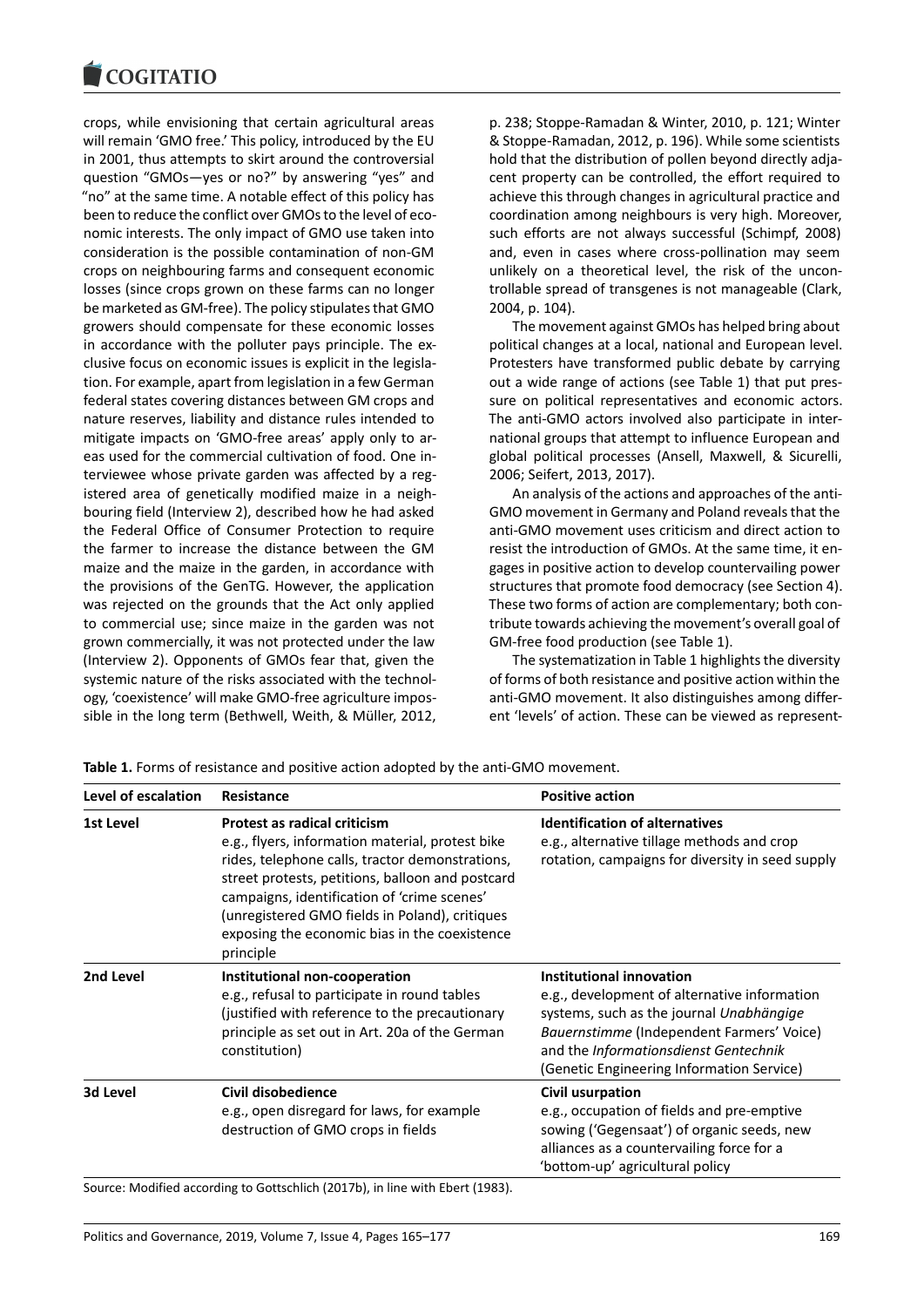crops, while envisioning that certain agricultural areas will remain 'GMO free.' This policy, introduced by the EU in 2001, thus attempts to skirt around the controversial question "GMOs—yes or no?" by answering "yes" and "no" at the same time. A notable effect of this policy has been to reduce the conflict over GMOs to the level of economic interests. The only impact of GMO use taken into consideration is the possible contamination of non-GM crops on neighbouring farms and consequent economic losses (since crops grown on these farms can no longer be marketed as GM-free). The policy stipulates that GMO growers should compensate for these economic losses in accordance with the polluter pays principle. The exclusive focus on economic issues is explicit in the legislation. For example, apart from legislation in a few German federal states covering distances between GM crops and nature reserves, liability and distance rules intended to mitigate impacts on 'GMO-free areas' apply only to areas used for the commercial cultivation of food. One interviewee whose private garden was affected by a registered area of genetically modified maize in a neighbouring field (Interview 2), described how he had asked the Federal Office of Consumer Protection to require the farmer to increase the distance between the GM maize and the maize in the garden, in accordance with the provisions of the GenTG. However, the application was rejected on the grounds that the Act only applied to commercial use; since maize in the garden was not grown commercially, it was not protected under the law (Interview 2). Opponents of GMOs fear that, given the systemic nature of the risks associated with the technology, 'coexistence' will make GMO-free agriculture impossible in the long term (Bethwell, Weith, & Müller, 2012, p. 238; Stoppe-Ramadan & Winter, 2010, p. 121; Winter & Stoppe-Ramadan, 2012, p. 196). While some scientists hold that the distribution of pollen beyond directly adjacent property can be controlled, the effort required to achieve this through changes in agricultural practice and coordination among neighbours is very high. Moreover, such efforts are not always successful (Schimpf, 2008) and, even in cases where cross-pollination may seem unlikely on a theoretical level, the risk of the uncontrollable spread of transgenes is not manageable (Clark, 2004, p. 104).

The movement against GMOs has helped bring about political changes at a local, national and European level. Protesters have transformed public debate by carrying out a wide range of actions (see Table 1) that put pressure on political representatives and economic actors. The anti-GMO actors involved also participate in international groups that attempt to influence European and global political processes (Ansell, Maxwell, & Sicurelli, 2006; Seifert, 2013, 2017).

An analysis of the actions and approaches of the anti-GMO movement in Germany and Poland reveals that the anti-GMO movement uses criticism and direct action to resist the introduction of GMOs. At the same time, it engages in positive action to develop countervailing power structures that promote food democracy (see Section 4). These two forms of action are complementary; both contribute towards achieving the movement's overall goal of GM-free food production (see Table 1).

The systematization in Table 1 highlights the diversity of forms of both resistance and positive action within the anti-GMO movement. It also distinguishes among different 'levels' of action. These can be viewed as represent-

**Table 1.** Forms of resistance and positive action adopted by the anti-GMO movement.

| Level of escalation | Resistance | Positive action |
|---|---|---|
| 1st Level | **Protest as radical criticism** e.g., flyers, information material, protest bike rides, telephone calls, tractor demonstrations, street protests, petitions, balloon and postcard campaigns, identification of 'crime scenes' (unregistered GMO fields in Poland), critiques exposing the economic bias in the coexistence principle | **Identification of alternatives** e.g., alternative tillage methods and crop rotation, campaigns for diversity in seed supply |
| 2nd Level | **Institutional non-cooperation** e.g., refusal to participate in round tables (justified with reference to the precautionary principle as set out in Art. 20a of the German constitution) | **Institutional innovation** e.g., development of alternative information systems, such as the journal *Unabhängige Bauernstimme* (Independent Farmers' Voice) and the *Informationsdienst Gentechnik* (Genetic Engineering Information Service) |
| 3d Level | **Civil disobedience** e.g., open disregard for laws, for example destruction of GMO crops in fields | **Civil usurpation** e.g., occupation of fields and pre-emptive sowing ('Gegensaat') of organic seeds, new alliances as a countervailing force for a 'bottom-up' agricultural policy |

Source: Modified according to Gottschlich (2017b), in line with Ebert (1983).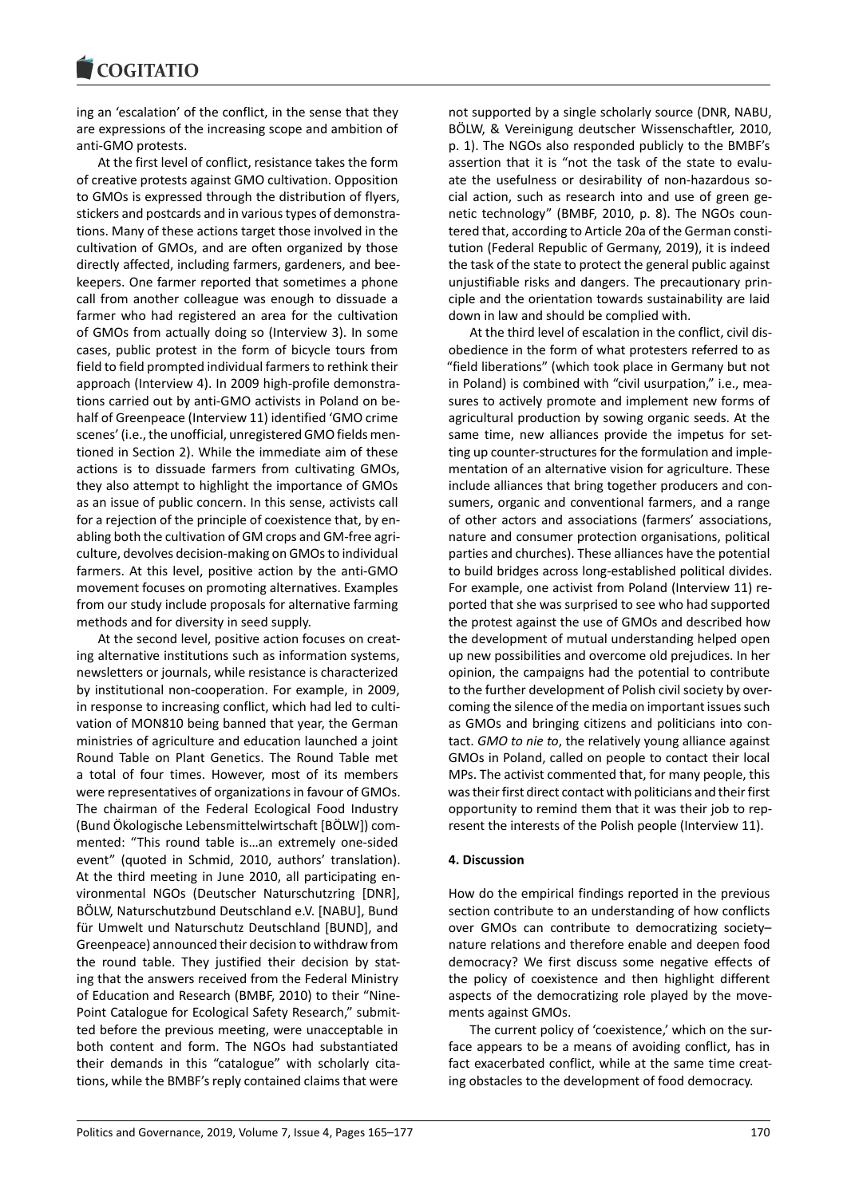ing an 'escalation' of the conflict, in the sense that they are expressions of the increasing scope and ambition of anti-GMO protests.

At the first level of conflict, resistance takes the form of creative protests against GMO cultivation. Opposition to GMOs is expressed through the distribution of flyers, stickers and postcards and in various types of demonstrations. Many of these actions target those involved in the cultivation of GMOs, and are often organized by those directly affected, including farmers, gardeners, and beekeepers. One farmer reported that sometimes a phone call from another colleague was enough to dissuade a farmer who had registered an area for the cultivation of GMOs from actually doing so (Interview 3). In some cases, public protest in the form of bicycle tours from field to field prompted individual farmers to rethink their approach (Interview 4). In 2009 high-profile demonstrations carried out by anti-GMO activists in Poland on behalf of Greenpeace (Interview 11) identified 'GMO crime scenes' (i.e., the unofficial, unregistered GMO fields mentioned in Section 2). While the immediate aim of these actions is to dissuade farmers from cultivating GMOs, they also attempt to highlight the importance of GMOs as an issue of public concern. In this sense, activists call for a rejection of the principle of coexistence that, by enabling both the cultivation of GM crops and GM-free agriculture, devolves decision-making on GMOs to individual farmers. At this level, positive action by the anti-GMO movement focuses on promoting alternatives. Examples from our study include proposals for alternative farming methods and for diversity in seed supply.

At the second level, positive action focuses on creating alternative institutions such as information systems, newsletters or journals, while resistance is characterized by institutional non-cooperation. For example, in 2009, in response to increasing conflict, which had led to cultivation of MON810 being banned that year, the German ministries of agriculture and education launched a joint Round Table on Plant Genetics. The Round Table met a total of four times. However, most of its members were representatives of organizations in favour of GMOs. The chairman of the Federal Ecological Food Industry (Bund Ökologische Lebensmittelwirtschaft [BÖLW]) commented: "This round table is…an extremely one-sided event" (quoted in Schmid, 2010, authors' translation). At the third meeting in June 2010, all participating environmental NGOs (Deutscher Naturschutzring [DNR], BÖLW, Naturschutzbund Deutschland e.V. [NABU], Bund für Umwelt und Naturschutz Deutschland [BUND], and Greenpeace) announced their decision to withdraw from the round table. They justified their decision by stating that the answers received from the Federal Ministry of Education and Research (BMBF, 2010) to their "Nine-Point Catalogue for Ecological Safety Research," submitted before the previous meeting, were unacceptable in both content and form. The NGOs had substantiated their demands in this "catalogue" with scholarly citations, while the BMBF's reply contained claims that were not supported by a single scholarly source (DNR, NABU, BÖLW, & Vereinigung deutscher Wissenschaftler, 2010, p. 1). The NGOs also responded publicly to the BMBF's assertion that it is "not the task of the state to evaluate the usefulness or desirability of non-hazardous social action, such as research into and use of green genetic technology" (BMBF, 2010, p. 8). The NGOs countered that, according to Article 20a of the German constitution (Federal Republic of Germany, 2019), it is indeed the task of the state to protect the general public against unjustifiable risks and dangers. The precautionary principle and the orientation towards sustainability are laid down in law and should be complied with.

At the third level of escalation in the conflict, civil disobedience in the form of what protesters referred to as "field liberations" (which took place in Germany but not in Poland) is combined with "civil usurpation," i.e., measures to actively promote and implement new forms of agricultural production by sowing organic seeds. At the same time, new alliances provide the impetus for setting up counter-structures for the formulation and implementation of an alternative vision for agriculture. These include alliances that bring together producers and consumers, organic and conventional farmers, and a range of other actors and associations (farmers' associations, nature and consumer protection organisations, political parties and churches). These alliances have the potential to build bridges across long-established political divides. For example, one activist from Poland (Interview 11) reported that she was surprised to see who had supported the protest against the use of GMOs and described how the development of mutual understanding helped open up new possibilities and overcome old prejudices. In her opinion, the campaigns had the potential to contribute to the further development of Polish civil society by overcoming the silence of the media on important issues such as GMOs and bringing citizens and politicians into contact. *GMO to nie to*, the relatively young alliance against GMOs in Poland, called on people to contact their local MPs. The activist commented that, for many people, this was their first direct contact with politicians and their first opportunity to remind them that it was their job to represent the interests of the Polish people (Interview 11).

## 4. Discussion

How do the empirical findings reported in the previous section contribute to an understanding of how conflicts over GMOs can contribute to democratizing society–nature relations and therefore enable and deepen food democracy? We first discuss some negative effects of the policy of coexistence and then highlight different aspects of the democratizing role played by the movements against GMOs.

The current policy of 'coexistence,' which on the surface appears to be a means of avoiding conflict, has in fact exacerbated conflict, while at the same time creating obstacles to the development of food democracy.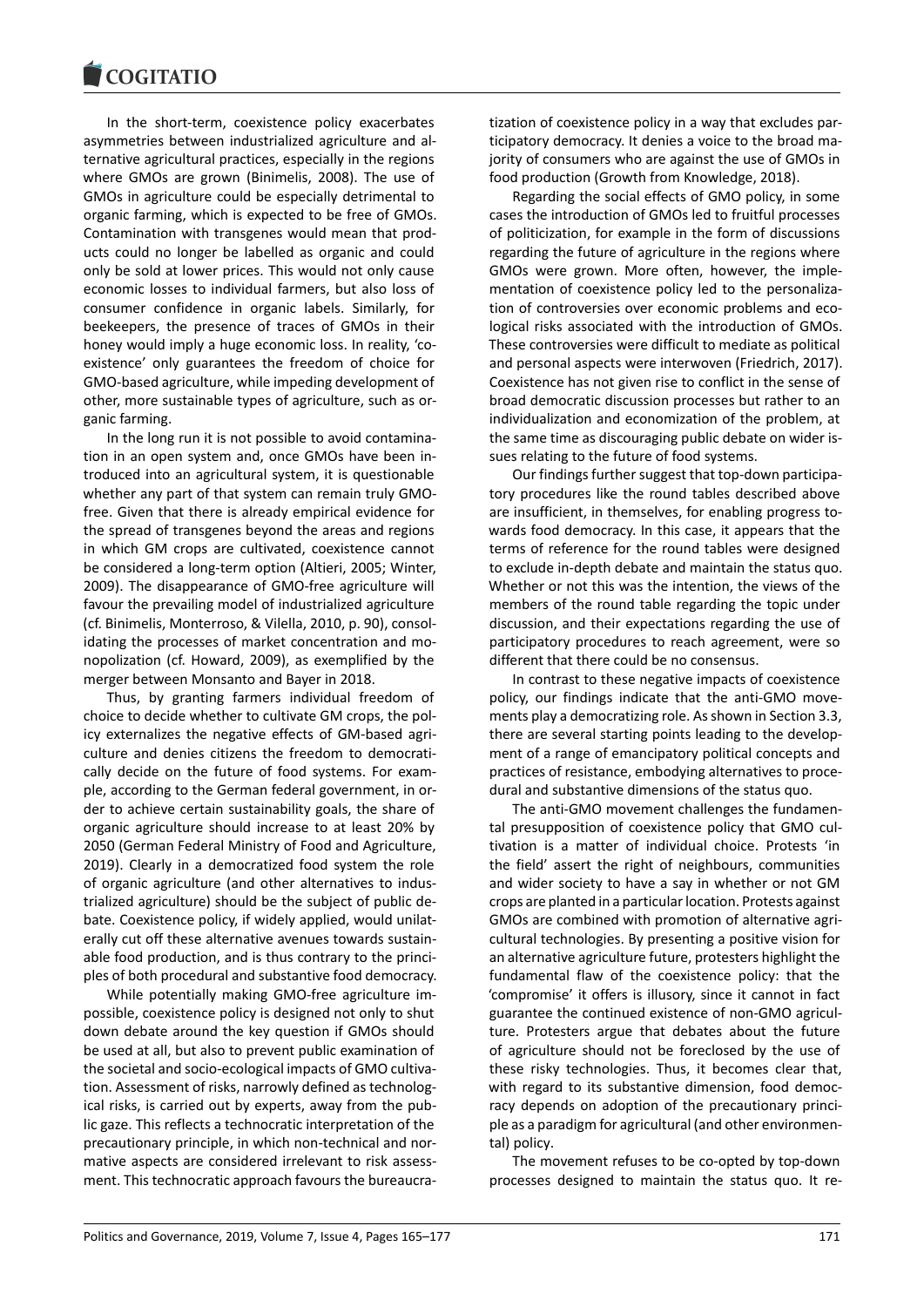In the short-term, coexistence policy exacerbates asymmetries between industrialized agriculture and alternative agricultural practices, especially in the regions where GMOs are grown (Binimelis, 2008). The use of GMOs in agriculture could be especially detrimental to organic farming, which is expected to be free of GMOs. Contamination with transgenes would mean that products could no longer be labelled as organic and could only be sold at lower prices. This would not only cause economic losses to individual farmers, but also loss of consumer confidence in organic labels. Similarly, for beekeepers, the presence of traces of GMOs in their honey would imply a huge economic loss. In reality, 'coexistence' only guarantees the freedom of choice for GMO-based agriculture, while impeding development of other, more sustainable types of agriculture, such as organic farming.

In the long run it is not possible to avoid contamination in an open system and, once GMOs have been introduced into an agricultural system, it is questionable whether any part of that system can remain truly GMO-free. Given that there is already empirical evidence for the spread of transgenes beyond the areas and regions in which GM crops are cultivated, coexistence cannot be considered a long-term option (Altieri, 2005; Winter, 2009). The disappearance of GMO-free agriculture will favour the prevailing model of industrialized agriculture (cf. Binimelis, Monterroso, & Vilella, 2010, p. 90), consolidating the processes of market concentration and monopolization (cf. Howard, 2009), as exemplified by the merger between Monsanto and Bayer in 2018.

Thus, by granting farmers individual freedom of choice to decide whether to cultivate GM crops, the policy externalizes the negative effects of GM-based agriculture and denies citizens the freedom to democratically decide on the future of food systems. For example, according to the German federal government, in order to achieve certain sustainability goals, the share of organic agriculture should increase to at least 20% by 2050 (German Federal Ministry of Food and Agriculture, 2019). Clearly in a democratized food system the role of organic agriculture (and other alternatives to industrialized agriculture) should be the subject of public debate. Coexistence policy, if widely applied, would unilaterally cut off these alternative avenues towards sustainable food production, and is thus contrary to the principles of both procedural and substantive food democracy.

While potentially making GMO-free agriculture impossible, coexistence policy is designed not only to shut down debate around the key question if GMOs should be used at all, but also to prevent public examination of the societal and socio-ecological impacts of GMO cultivation. Assessment of risks, narrowly defined as technological risks, is carried out by experts, away from the public gaze. This reflects a technocratic interpretation of the precautionary principle, in which non-technical and normative aspects are considered irrelevant to risk assessment. This technocratic approach favours the bureaucratization of coexistence policy in a way that excludes participatory democracy. It denies a voice to the broad majority of consumers who are against the use of GMOs in food production (Growth from Knowledge, 2018).

Regarding the social effects of GMO policy, in some cases the introduction of GMOs led to fruitful processes of politicization, for example in the form of discussions regarding the future of agriculture in the regions where GMOs were grown. More often, however, the implementation of coexistence policy led to the personalization of controversies over economic problems and ecological risks associated with the introduction of GMOs. These controversies were difficult to mediate as political and personal aspects were interwoven (Friedrich, 2017). Coexistence has not given rise to conflict in the sense of broad democratic discussion processes but rather to an individualization and economization of the problem, at the same time as discouraging public debate on wider issues relating to the future of food systems.

Our findings further suggest that top-down participatory procedures like the round tables described above are insufficient, in themselves, for enabling progress towards food democracy. In this case, it appears that the terms of reference for the round tables were designed to exclude in-depth debate and maintain the status quo. Whether or not this was the intention, the views of the members of the round table regarding the topic under discussion, and their expectations regarding the use of participatory procedures to reach agreement, were so different that there could be no consensus.

In contrast to these negative impacts of coexistence policy, our findings indicate that the anti-GMO movements play a democratizing role. As shown in Section 3.3, there are several starting points leading to the development of a range of emancipatory political concepts and practices of resistance, embodying alternatives to procedural and substantive dimensions of the status quo.

The anti-GMO movement challenges the fundamental presupposition of coexistence policy that GMO cultivation is a matter of individual choice. Protests 'in the field' assert the right of neighbours, communities and wider society to have a say in whether or not GM crops are planted in a particular location. Protests against GMOs are combined with promotion of alternative agricultural technologies. By presenting a positive vision for an alternative agriculture future, protesters highlight the fundamental flaw of the coexistence policy: that the 'compromise' it offers is illusory, since it cannot in fact guarantee the continued existence of non-GMO agriculture. Protesters argue that debates about the future of agriculture should not be foreclosed by the use of these risky technologies. Thus, it becomes clear that, with regard to its substantive dimension, food democracy depends on adoption of the precautionary principle as a paradigm for agricultural (and other environmental) policy.

The movement refuses to be co-opted by top-down processes designed to maintain the status quo. It re-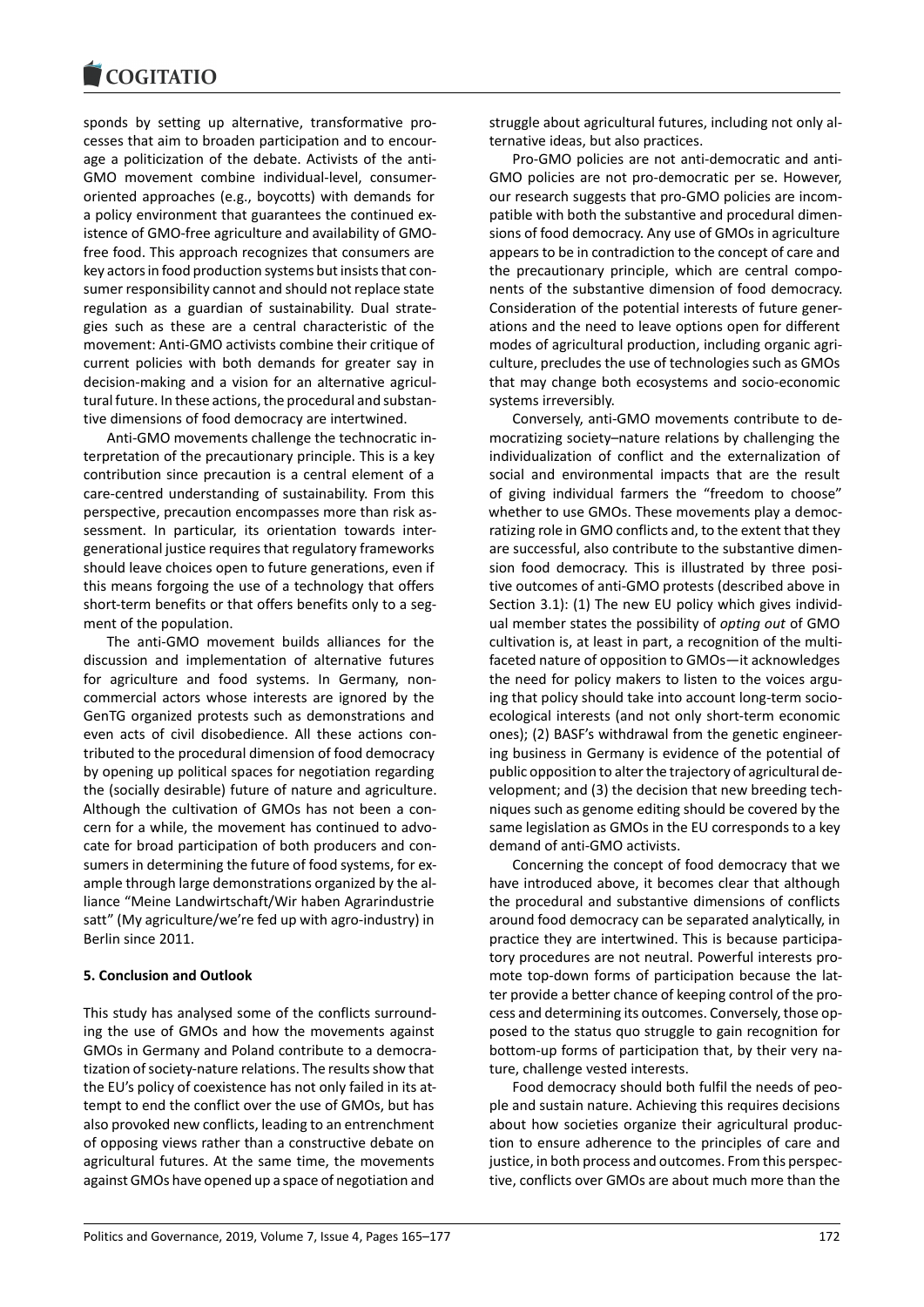sponds by setting up alternative, transformative processes that aim to broaden participation and to encourage a politicization of the debate. Activists of the anti-GMO movement combine individual-level, consumer-oriented approaches (e.g., boycotts) with demands for a policy environment that guarantees the continued existence of GMO-free agriculture and availability of GMO-free food. This approach recognizes that consumers are key actors in food production systems but insists that consumer responsibility cannot and should not replace state regulation as a guardian of sustainability. Dual strategies such as these are a central characteristic of the movement: Anti-GMO activists combine their critique of current policies with both demands for greater say in decision-making and a vision for an alternative agricultural future. In these actions, the procedural and substantive dimensions of food democracy are intertwined.

Anti-GMO movements challenge the technocratic interpretation of the precautionary principle. This is a key contribution since precaution is a central element of a care-centred understanding of sustainability. From this perspective, precaution encompasses more than risk assessment. In particular, its orientation towards intergenerational justice requires that regulatory frameworks should leave choices open to future generations, even if this means forgoing the use of a technology that offers short-term benefits or that offers benefits only to a segment of the population.

The anti-GMO movement builds alliances for the discussion and implementation of alternative futures for agriculture and food systems. In Germany, non-commercial actors whose interests are ignored by the GenTG organized protests such as demonstrations and even acts of civil disobedience. All these actions contributed to the procedural dimension of food democracy by opening up political spaces for negotiation regarding the (socially desirable) future of nature and agriculture. Although the cultivation of GMOs has not been a concern for a while, the movement has continued to advocate for broad participation of both producers and consumers in determining the future of food systems, for example through large demonstrations organized by the alliance "Meine Landwirtschaft/Wir haben Agrarindustrie satt" (My agriculture/we're fed up with agro-industry) in Berlin since 2011.

## 5. Conclusion and Outlook

This study has analysed some of the conflicts surrounding the use of GMOs and how the movements against GMOs in Germany and Poland contribute to a democratization of society-nature relations. The results show that the EU's policy of coexistence has not only failed in its attempt to end the conflict over the use of GMOs, but has also provoked new conflicts, leading to an entrenchment of opposing views rather than a constructive debate on agricultural futures. At the same time, the movements against GMOs have opened up a space of negotiation and struggle about agricultural futures, including not only alternative ideas, but also practices.

Pro-GMO policies are not anti-democratic and anti-GMO policies are not pro-democratic per se. However, our research suggests that pro-GMO policies are incompatible with both the substantive and procedural dimensions of food democracy. Any use of GMOs in agriculture appears to be in contradiction to the concept of care and the precautionary principle, which are central components of the substantive dimension of food democracy. Consideration of the potential interests of future generations and the need to leave options open for different modes of agricultural production, including organic agriculture, precludes the use of technologies such as GMOs that may change both ecosystems and socio-economic systems irreversibly.

Conversely, anti-GMO movements contribute to democratizing society–nature relations by challenging the individualization of conflict and the externalization of social and environmental impacts that are the result of giving individual farmers the "freedom to choose" whether to use GMOs. These movements play a democratizing role in GMO conflicts and, to the extent that they are successful, also contribute to the substantive dimension food democracy. This is illustrated by three positive outcomes of anti-GMO protests (described above in Section 3.1): (1) The new EU policy which gives individual member states the possibility of *opting out* of GMO cultivation is, at least in part, a recognition of the multifaceted nature of opposition to GMOs—it acknowledges the need for policy makers to listen to the voices arguing that policy should take into account long-term socio-ecological interests (and not only short-term economic ones); (2) BASF's withdrawal from the genetic engineering business in Germany is evidence of the potential of public opposition to alter the trajectory of agricultural development; and (3) the decision that new breeding techniques such as genome editing should be covered by the same legislation as GMOs in the EU corresponds to a key demand of anti-GMO activists.

Concerning the concept of food democracy that we have introduced above, it becomes clear that although the procedural and substantive dimensions of conflicts around food democracy can be separated analytically, in practice they are intertwined. This is because participatory procedures are not neutral. Powerful interests promote top-down forms of participation because the latter provide a better chance of keeping control of the process and determining its outcomes. Conversely, those opposed to the status quo struggle to gain recognition for bottom-up forms of participation that, by their very nature, challenge vested interests.

Food democracy should both fulfil the needs of people and sustain nature. Achieving this requires decisions about how societies organize their agricultural production to ensure adherence to the principles of care and justice, in both process and outcomes. From this perspective, conflicts over GMOs are about much more than the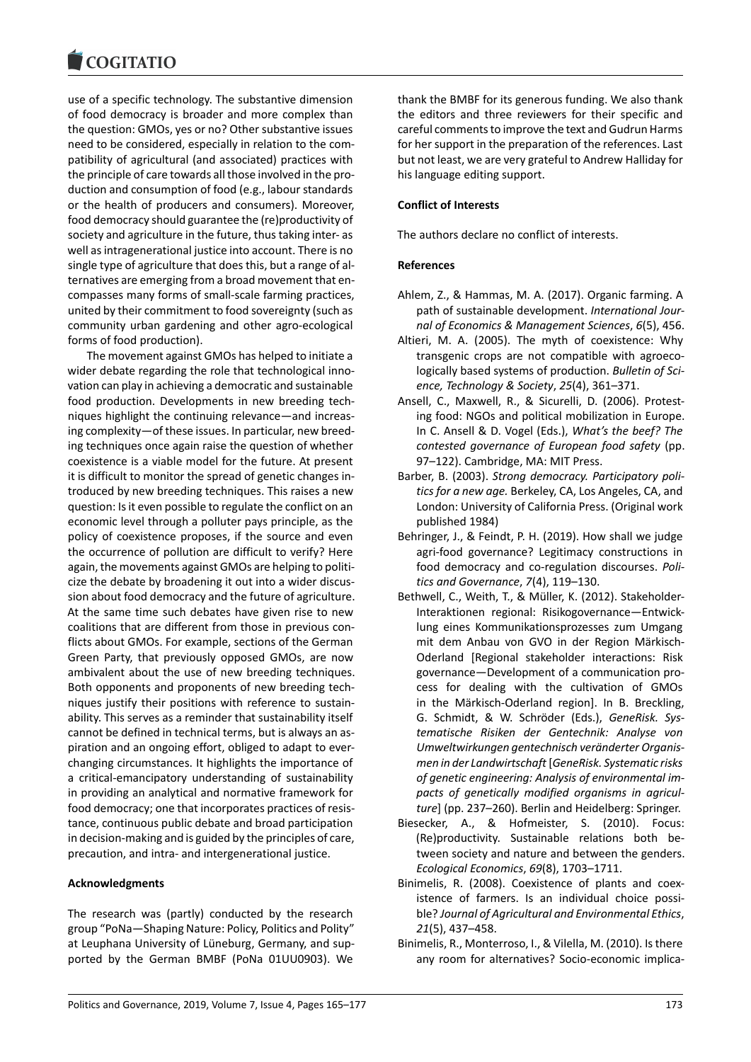use of a specific technology. The substantive dimension of food democracy is broader and more complex than the question: GMOs, yes or no? Other substantive issues need to be considered, especially in relation to the compatibility of agricultural (and associated) practices with the principle of care towards all those involved in the production and consumption of food (e.g., labour standards or the health of producers and consumers). Moreover, food democracy should guarantee the (re)productivity of society and agriculture in the future, thus taking inter- as well as intragenerational justice into account. There is no single type of agriculture that does this, but a range of alternatives are emerging from a broad movement that encompasses many forms of small-scale farming practices, united by their commitment to food sovereignty (such as community urban gardening and other agro-ecological forms of food production).

The movement against GMOs has helped to initiate a wider debate regarding the role that technological innovation can play in achieving a democratic and sustainable food production. Developments in new breeding techniques highlight the continuing relevance—and increasing complexity—of these issues. In particular, new breeding techniques once again raise the question of whether coexistence is a viable model for the future. At present it is difficult to monitor the spread of genetic changes introduced by new breeding techniques. This raises a new question: Is it even possible to regulate the conflict on an economic level through a polluter pays principle, as the policy of coexistence proposes, if the source and even the occurrence of pollution are difficult to verify? Here again, the movements against GMOs are helping to politicize the debate by broadening it out into a wider discussion about food democracy and the future of agriculture. At the same time such debates have given rise to new coalitions that are different from those in previous conflicts about GMOs. For example, sections of the German Green Party, that previously opposed GMOs, are now ambivalent about the use of new breeding techniques. Both opponents and proponents of new breeding techniques justify their positions with reference to sustainability. This serves as a reminder that sustainability itself cannot be defined in technical terms, but is always an aspiration and an ongoing effort, obliged to adapt to ever-changing circumstances. It highlights the importance of a critical-emancipatory understanding of sustainability in providing an analytical and normative framework for food democracy; one that incorporates practices of resistance, continuous public debate and broad participation in decision-making and is guided by the principles of care, precaution, and intra- and intergenerational justice.

**Acknowledgments**

The research was (partly) conducted by the research group "PoNa—Shaping Nature: Policy, Politics and Polity" at Leuphana University of Lüneburg, Germany, and supported by the German BMBF (PoNa 01UU0903). We thank the BMBF for its generous funding. We also thank the editors and three reviewers for their specific and careful comments to improve the text and Gudrun Harms for her support in the preparation of the references. Last but not least, we are very grateful to Andrew Halliday for his language editing support.

**Conflict of Interests**

The authors declare no conflict of interests.

**References**

Ahlem, Z., & Hammas, M. A. (2017). Organic farming. A path of sustainable development. *International Journal of Economics & Management Sciences*, *6*(5), 456.

Altieri, M. A. (2005). The myth of coexistence: Why transgenic crops are not compatible with agroecologically based systems of production. *Bulletin of Science, Technology & Society*, *25*(4), 361–371.

Ansell, C., Maxwell, R., & Sicurelli, D. (2006). Protesting food: NGOs and political mobilization in Europe. In C. Ansell & D. Vogel (Eds.), *What's the beef? The contested governance of European food safety* (pp. 97–122). Cambridge, MA: MIT Press.

Barber, B. (2003). *Strong democracy. Participatory politics for a new age.* Berkeley, CA, Los Angeles, CA, and London: University of California Press. (Original work published 1984)

Behringer, J., & Feindt, P. H. (2019). How shall we judge agri-food governance? Legitimacy constructions in food democracy and co-regulation discourses. *Politics and Governance*, *7*(4), 119–130.

Bethwell, C., Weith, T., & Müller, K. (2012). Stakeholder-Interaktionen regional: Risikogovernance—Entwicklung eines Kommunikationsprozesses zum Umgang mit dem Anbau von GVO in der Region Märkisch-Oderland [Regional stakeholder interactions: Risk governance—Development of a communication process for dealing with the cultivation of GMOs in the Märkisch-Oderland region]. In B. Breckling, G. Schmidt, & W. Schröder (Eds.), *GeneRisk. Systematische Risiken der Gentechnik: Analyse von Umweltwirkungen gentechnisch veränderter Organismen in der Landwirtschaft* [*GeneRisk. Systematic risks of genetic engineering: Analysis of environmental impacts of genetically modified organisms in agriculture*] (pp. 237–260). Berlin and Heidelberg: Springer.

Biesecker, A., & Hofmeister, S. (2010). Focus: (Re)productivity. Sustainable relations both between society and nature and between the genders. *Ecological Economics*, *69*(8), 1703–1711.

Binimelis, R. (2008). Coexistence of plants and coexistence of farmers. Is an individual choice possible? *Journal of Agricultural and Environmental Ethics*, *21*(5), 437–458.

Binimelis, R., Monterroso, I., & Vilella, M. (2010). Is there any room for alternatives? Socio-economic implica-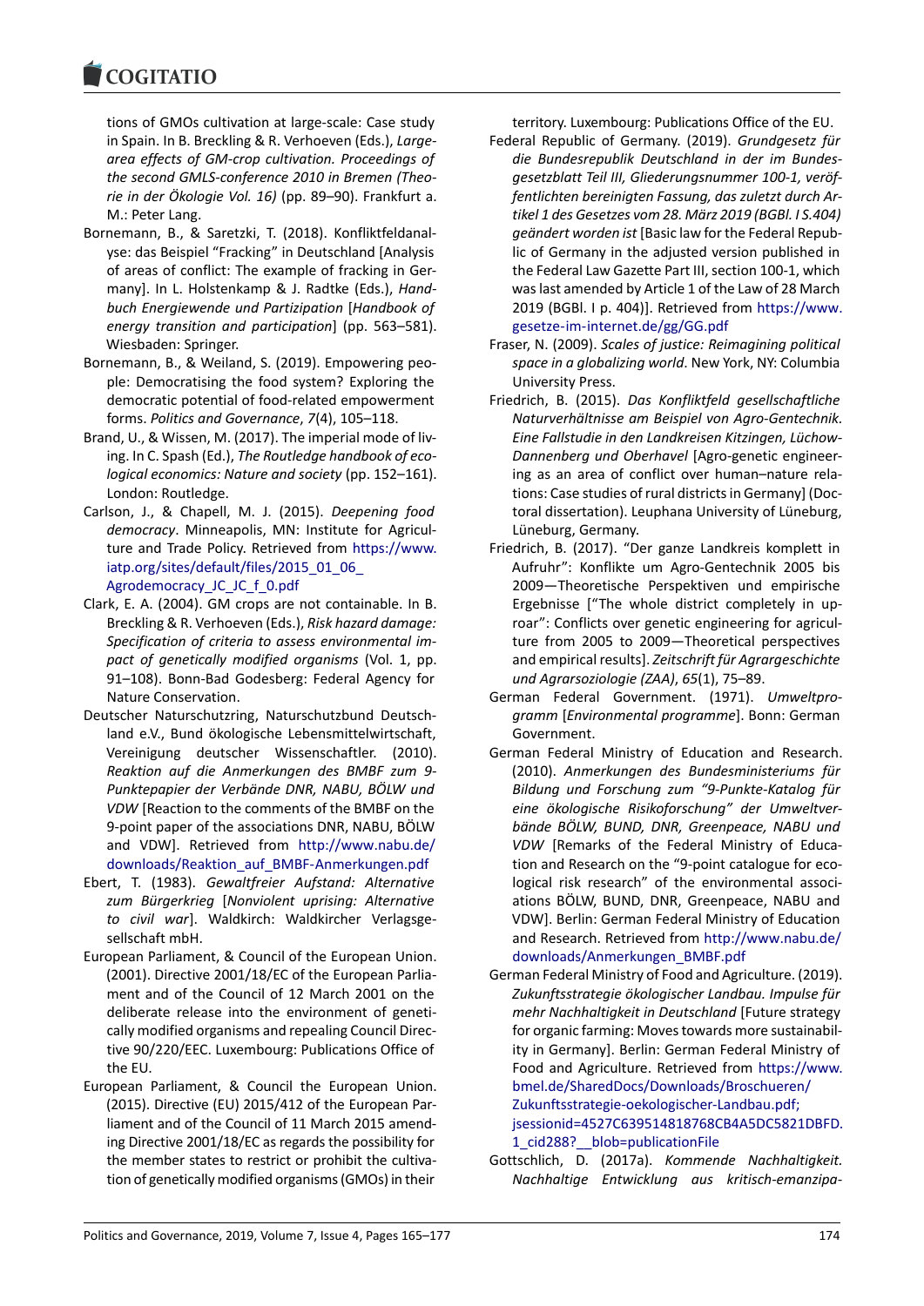tions of GMOs cultivation at large-scale: Case study in Spain. In B. Breckling & R. Verhoeven (Eds.), *Large-area effects of GM-crop cultivation. Proceedings of the second GMLS-conference 2010 in Bremen (Theorie in der Ökologie Vol. 16)* (pp. 89–90). Frankfurt a. M.: Peter Lang.

Bornemann, B., & Saretzki, T. (2018). Konfliktfeldanalyse: das Beispiel "Fracking" in Deutschland [Analysis of areas of conflict: The example of fracking in Germany]. In L. Holstenkamp & J. Radtke (Eds.), *Handbuch Energiewende und Partizipation* [*Handbook of energy transition and participation*] (pp. 563–581). Wiesbaden: Springer.

Bornemann, B., & Weiland, S. (2019). Empowering people: Democratising the food system? Exploring the democratic potential of food-related empowerment forms. *Politics and Governance*, *7*(4), 105–118.

Brand, U., & Wissen, M. (2017). The imperial mode of living. In C. Spash (Ed.), *The Routledge handbook of ecological economics: Nature and society* (pp. 152–161). London: Routledge.

Carlson, J., & Chapell, M. J. (2015). *Deepening food democracy*. Minneapolis, MN: Institute for Agriculture and Trade Policy. Retrieved from https://www.iatp.org/sites/default/files/2015_01_06_Agrodemocracy_JC_JC_f_0.pdf

Clark, E. A. (2004). GM crops are not containable. In B. Breckling & R. Verhoeven (Eds.), *Risk hazard damage: Specification of criteria to assess environmental impact of genetically modified organisms* (Vol. 1, pp. 91–108). Bonn-Bad Godesberg: Federal Agency for Nature Conservation.

Deutscher Naturschutzring, Naturschutzbund Deutschland e.V., Bund ökologische Lebensmittelwirtschaft, Vereinigung deutscher Wissenschaftler. (2010). *Reaktion auf die Anmerkungen des BMBF zum 9-Punktepapier der Verbände DNR, NABU, BÖLW und VDW* [Reaction to the comments of the BMBF on the 9-point paper of the associations DNR, NABU, BÖLW and VDW]. Retrieved from http://www.nabu.de/downloads/Reaktion_auf_BMBF-Anmerkungen.pdf

Ebert, T. (1983). *Gewaltfreier Aufstand: Alternative zum Bürgerkrieg* [*Nonviolent uprising: Alternative to civil war*]. Waldkirch: Waldkircher Verlagsgesellschaft mbH.

European Parliament, & Council of the European Union. (2001). Directive 2001/18/EC of the European Parliament and of the Council of 12 March 2001 on the deliberate release into the environment of genetically modified organisms and repealing Council Directive 90/220/EEC. Luxembourg: Publications Office of the EU.

European Parliament, & Council the European Union. (2015). Directive (EU) 2015/412 of the European Parliament and of the Council of 11 March 2015 amending Directive 2001/18/EC as regards the possibility for the member states to restrict or prohibit the cultivation of genetically modified organisms (GMOs) in their territory. Luxembourg: Publications Office of the EU.

Federal Republic of Germany. (2019). *Grundgesetz für die Bundesrepublik Deutschland in der im Bundesgesetzblatt Teil III, Gliederungsnummer 100-1, veröffentlichten bereinigten Fassung, das zuletzt durch Artikel 1 des Gesetzes vom 28. März 2019 (BGBl. I S.404) geändert worden ist* [Basic law for the Federal Republic of Germany in the adjusted version published in the Federal Law Gazette Part III, section 100-1, which was last amended by Article 1 of the Law of 28 March 2019 (BGBl. I p. 404)]. Retrieved from https://www.gesetze-im-internet.de/gg/GG.pdf

Fraser, N. (2009). *Scales of justice: Reimagining political space in a globalizing world*. New York, NY: Columbia University Press.

Friedrich, B. (2015). *Das Konfliktfeld gesellschaftliche Naturverhältnisse am Beispiel von Agro-Gentechnik. Eine Fallstudie in den Landkreisen Kitzingen, Lüchow-Dannenberg und Oberhavel* [Agro-genetic engineering as an area of conflict over human–nature relations: Case studies of rural districts in Germany] (Doctoral dissertation). Leuphana University of Lüneburg, Lüneburg, Germany.

Friedrich, B. (2017). "Der ganze Landkreis komplett in Aufruhr": Konflikte um Agro-Gentechnik 2005 bis 2009—Theoretische Perspektiven und empirische Ergebnisse ["The whole district completely in uproar": Conflicts over genetic engineering for agriculture from 2005 to 2009—Theoretical perspectives and empirical results]. *Zeitschrift für Agrargeschichte und Agrarsoziologie (ZAA)*, *65*(1), 75–89.

German Federal Government. (1971). *Umweltprogramm* [*Environmental programme*]. Bonn: German Government.

German Federal Ministry of Education and Research. (2010). *Anmerkungen des Bundesministeriums für Bildung und Forschung zum "9-Punkte-Katalog für eine ökologische Risikoforschung" der Umweltverbände BÖLW, BUND, DNR, Greenpeace, NABU und VDW* [Remarks of the Federal Ministry of Education and Research on the "9-point catalogue for ecological risk research" of the environmental associations BÖLW, BUND, DNR, Greenpeace, NABU and VDW]. Berlin: German Federal Ministry of Education and Research. Retrieved from http://www.nabu.de/downloads/Anmerkungen_BMBF.pdf

German Federal Ministry of Food and Agriculture. (2019). *Zukunftsstrategie ökologischer Landbau. Impulse für mehr Nachhaltigkeit in Deutschland* [Future strategy for organic farming: Moves towards more sustainability in Germany]. Berlin: German Federal Ministry of Food and Agriculture. Retrieved from https://www.bmel.de/SharedDocs/Downloads/Broschueren/Zukunftsstrategie-oekologischer-Landbau.pdf;jsessionid=4527C639514818768CB4A5DC5821DBFD.1_cid288?__blob=publicationFile

Gottschlich, D. (2017a). *Kommende Nachhaltigkeit. Nachhaltige Entwicklung aus kritisch-emanzipa-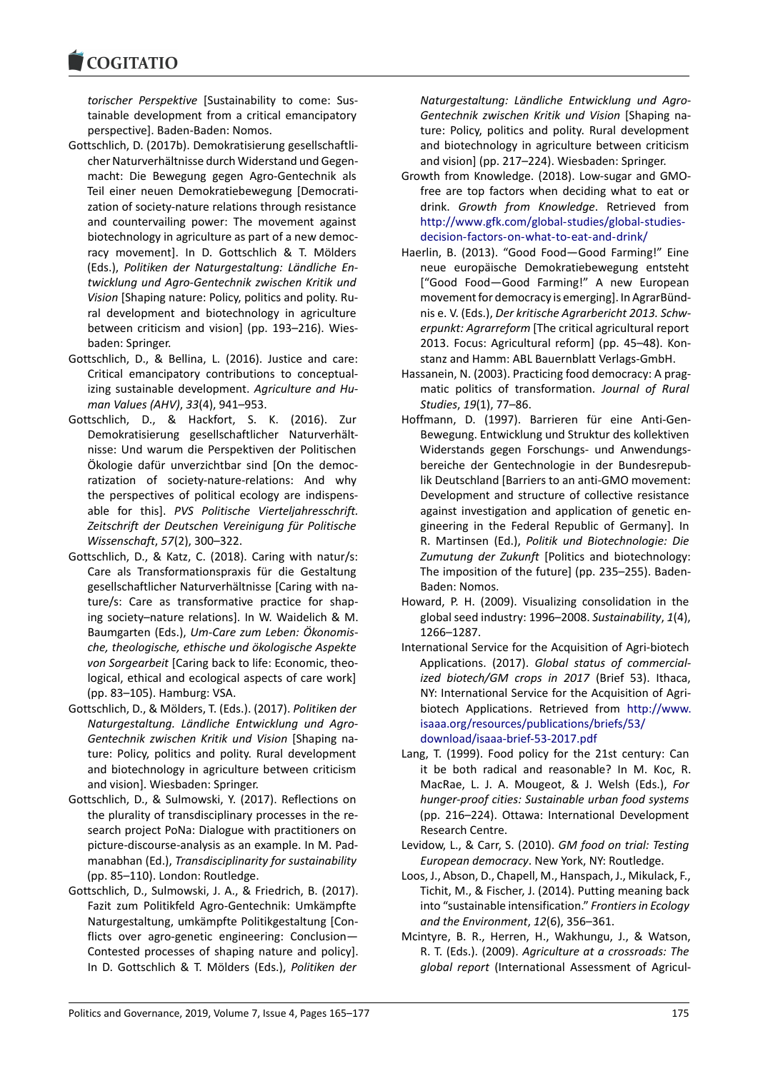*torischer Perspektive* [Sustainability to come: Sustainable development from a critical emancipatory perspective]. Baden-Baden: Nomos.

Gottschlich, D. (2017b). Demokratisierung gesellschaftlicher Naturverhältnisse durch Widerstand und Gegenmacht: Die Bewegung gegen Agro-Gentechnik als Teil einer neuen Demokratiebewegung [Democratization of society-nature relations through resistance and countervailing power: The movement against biotechnology in agriculture as part of a new democracy movement]. In D. Gottschlich & T. Mölders (Eds.), *Politiken der Naturgestaltung: Ländliche Entwicklung und Agro-Gentechnik zwischen Kritik und Vision* [Shaping nature: Policy, politics and polity. Rural development and biotechnology in agriculture between criticism and vision] (pp. 193–216). Wiesbaden: Springer.

Gottschlich, D., & Bellina, L. (2016). Justice and care: Critical emancipatory contributions to conceptualizing sustainable development. *Agriculture and Human Values (AHV)*, *33*(4), 941–953.

Gottschlich, D., & Hackfort, S. K. (2016). Zur Demokratisierung gesellschaftlicher Naturverhältnisse: Und warum die Perspektiven der Politischen Ökologie dafür unverzichtbar sind [On the democratization of society-nature-relations: And why the perspectives of political ecology are indispensable for this]. *PVS Politische Vierteljahresschrift. Zeitschrift der Deutschen Vereinigung für Politische Wissenschaft*, *57*(2), 300–322.

Gottschlich, D., & Katz, C. (2018). Caring with natur/s: Care als Transformationspraxis für die Gestaltung gesellschaftlicher Naturverhältnisse [Caring with nature/s: Care as transformative practice for shaping society–nature relations]. In W. Waidelich & M. Baumgarten (Eds.), *Um-Care zum Leben: Ökonomische, theologische, ethische und ökologische Aspekte von Sorgearbeit* [Caring back to life: Economic, theological, ethical and ecological aspects of care work] (pp. 83–105). Hamburg: VSA.

Gottschlich, D., & Mölders, T. (Eds.). (2017). *Politiken der Naturgestaltung. Ländliche Entwicklung und Agro-Gentechnik zwischen Kritik und Vision* [Shaping nature: Policy, politics and polity. Rural development and biotechnology in agriculture between criticism and vision]. Wiesbaden: Springer.

Gottschlich, D., & Sulmowski, Y. (2017). Reflections on the plurality of transdisciplinary processes in the research project PoNa: Dialogue with practitioners on picture-discourse-analysis as an example. In M. Padmanabhan (Ed.), *Transdisciplinarity for sustainability* (pp. 85–110). London: Routledge.

Gottschlich, D., Sulmowski, J. A., & Friedrich, B. (2017). Fazit zum Politikfeld Agro-Gentechnik: Umkämpfte Naturgestaltung, umkämpfte Politikgestaltung [Conflicts over agro-genetic engineering: Conclusion—Contested processes of shaping nature and policy]. In D. Gottschlich & T. Mölders (Eds.), *Politiken der Naturgestaltung: Ländliche Entwicklung und Agro-Gentechnik zwischen Kritik und Vision* [Shaping nature: Policy, politics and polity. Rural development and biotechnology in agriculture between criticism and vision] (pp. 217–224). Wiesbaden: Springer.

Growth from Knowledge. (2018). Low-sugar and GMO-free are top factors when deciding what to eat or drink. *Growth from Knowledge*. Retrieved from http://www.gfk.com/global-studies/global-studies-decision-factors-on-what-to-eat-and-drink/

Haerlin, B. (2013). "Good Food—Good Farming!" Eine neue europäische Demokratiebewegung entsteht ["Good Food—Good Farming!" A new European movement for democracy is emerging]. In AgrarBündnis e. V. (Eds.), *Der kritische Agrarbericht 2013. Schwerpunkt: Agrarreform* [The critical agricultural report 2013. Focus: Agricultural reform] (pp. 45–48). Konstanz and Hamm: ABL Bauernblatt Verlags-GmbH.

Hassanein, N. (2003). Practicing food democracy: A pragmatic politics of transformation. *Journal of Rural Studies*, *19*(1), 77–86.

Hoffmann, D. (1997). Barrieren für eine Anti-Gen-Bewegung. Entwicklung und Struktur des kollektiven Widerstands gegen Forschungs- und Anwendungsbereiche der Gentechnologie in der Bundesrepublik Deutschland [Barriers to an anti-GMO movement: Development and structure of collective resistance against investigation and application of genetic engineering in the Federal Republic of Germany]. In R. Martinsen (Ed.), *Politik und Biotechnologie: Die Zumutung der Zukunft* [Politics and biotechnology: The imposition of the future] (pp. 235–255). Baden-Baden: Nomos.

Howard, P. H. (2009). Visualizing consolidation in the global seed industry: 1996–2008. *Sustainability*, *1*(4), 1266–1287.

International Service for the Acquisition of Agri-biotech Applications. (2017). *Global status of commercialized biotech/GM crops in 2017* (Brief 53). Ithaca, NY: International Service for the Acquisition of Agri-biotech Applications. Retrieved from http://www.isaaa.org/resources/publications/briefs/53/download/isaaa-brief-53-2017.pdf

Lang, T. (1999). Food policy for the 21st century: Can it be both radical and reasonable? In M. Koc, R. MacRae, L. J. A. Mougeot, & J. Welsh (Eds.), *For hunger-proof cities: Sustainable urban food systems* (pp. 216–224). Ottawa: International Development Research Centre.

Levidow, L., & Carr, S. (2010). *GM food on trial: Testing European democracy*. New York, NY: Routledge.

Loos, J., Abson, D., Chapell, M., Hanspach, J., Mikulack, F., Tichit, M., & Fischer, J. (2014). Putting meaning back into "sustainable intensification." *Frontiers in Ecology and the Environment*, *12*(6), 356–361.

Mcintyre, B. R., Herren, H., Wakhungu, J., & Watson, R. T. (Eds.). (2009). *Agriculture at a crossroads: The global report* (International Assessment of Agricul-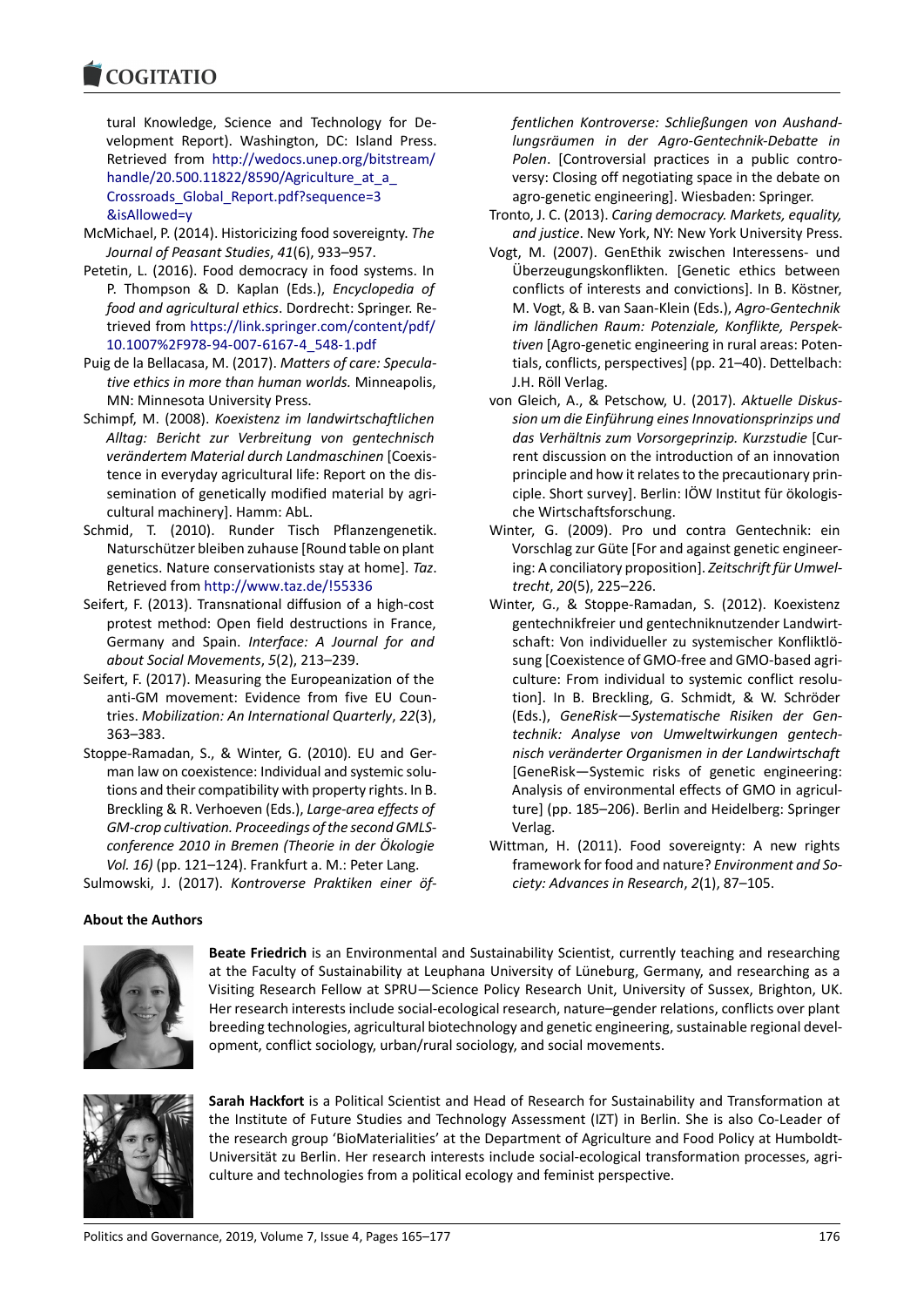tural Knowledge, Science and Technology for Development Report). Washington, DC: Island Press. Retrieved from http://wedocs.unep.org/bitstream/handle/20.500.11822/8590/Agriculture_at_a_Crossroads_Global_Report.pdf?sequence=3&isAllowed=y

McMichael, P. (2014). Historicizing food sovereignty. *The Journal of Peasant Studies*, *41*(6), 933–957.

Petetin, L. (2016). Food democracy in food systems. In P. Thompson & D. Kaplan (Eds.), *Encyclopedia of food and agricultural ethics*. Dordrecht: Springer. Retrieved from https://link.springer.com/content/pdf/10.1007%2F978-94-007-6167-4_548-1.pdf

Puig de la Bellacasa, M. (2017). *Matters of care: Speculative ethics in more than human worlds.* Minneapolis, MN: Minnesota University Press.

Schimpf, M. (2008). *Koexistenz im landwirtschaftlichen Alltag: Bericht zur Verbreitung von gentechnisch verändertem Material durch Landmaschinen* [Coexistence in everyday agricultural life: Report on the dissemination of genetically modified material by agricultural machinery]. Hamm: AbL.

Schmid, T. (2010). Runder Tisch Pflanzengenetik. Naturschützer bleiben zuhause [Round table on plant genetics. Nature conservationists stay at home]. *Taz*. Retrieved from http://www.taz.de/!55336

Seifert, F. (2013). Transnational diffusion of a high-cost protest method: Open field destructions in France, Germany and Spain. *Interface: A Journal for and about Social Movements*, *5*(2), 213–239.

Seifert, F. (2017). Measuring the Europeanization of the anti-GM movement: Evidence from five EU Countries. *Mobilization: An International Quarterly*, *22*(3), 363–383.

Stoppe-Ramadan, S., & Winter, G. (2010). EU and German law on coexistence: Individual and systemic solutions and their compatibility with property rights. In B. Breckling & R. Verhoeven (Eds.), *Large-area effects of GM-crop cultivation. Proceedings of the second GMLS-conference 2010 in Bremen (Theorie in der Ökologie Vol. 16)* (pp. 121–124). Frankfurt a. M.: Peter Lang.

Sulmowski, J. (2017). *Kontroverse Praktiken einer öffentlichen Kontroverse: Schließungen von Aushandlungsräumen in der Agro-Gentechnik-Debatte in Polen*. [Controversial practices in a public controversy: Closing off negotiating space in the debate on agro-genetic engineering]. Wiesbaden: Springer.

Tronto, J. C. (2013). *Caring democracy. Markets, equality, and justice*. New York, NY: New York University Press.

Vogt, M. (2007). GenEthik zwischen Interessens- und Überzeugungskonflikten. [Genetic ethics between conflicts of interests and convictions]. In B. Köstner, M. Vogt, & B. van Saan-Klein (Eds.), *Agro-Gentechnik im ländlichen Raum: Potenziale, Konflikte, Perspektiven* [Agro-genetic engineering in rural areas: Potentials, conflicts, perspectives] (pp. 21–40). Dettelbach: J.H. Röll Verlag.

von Gleich, A., & Petschow, U. (2017). *Aktuelle Diskussion um die Einführung eines Innovationsprinzips und das Verhältnis zum Vorsorgeprinzip. Kurzstudie* [Current discussion on the introduction of an innovation principle and how it relates to the precautionary principle. Short survey]. Berlin: IÖW Institut für ökologische Wirtschaftsforschung.

Winter, G. (2009). Pro und contra Gentechnik: ein Vorschlag zur Güte [For and against genetic engineering: A conciliatory proposition]. *Zeitschrift für Umweltrecht*, *20*(5), 225–226.

Winter, G., & Stoppe-Ramadan, S. (2012). Koexistenz gentechnikfreier und gentechniknutzender Landwirtschaft: Von individueller zu systemischer Konfliktlösung [Coexistence of GMO-free and GMO-based agriculture: From individual to systemic conflict resolution]. In B. Breckling, G. Schmidt, & W. Schröder (Eds.), *GeneRisk—Systematische Risiken der Gentechnik: Analyse von Umweltwirkungen gentechnisch veränderter Organismen in der Landwirtschaft* [GeneRisk—Systemic risks of genetic engineering: Analysis of environmental effects of GMO in agriculture] (pp. 185–206). Berlin and Heidelberg: Springer Verlag.

Wittman, H. (2011). Food sovereignty: A new rights framework for food and nature? *Environment and Society: Advances in Research*, *2*(1), 87–105.

### About the Authors

**Beate Friedrich** is an Environmental and Sustainability Scientist, currently teaching and researching at the Faculty of Sustainability at Leuphana University of Lüneburg, Germany, and researching as a Visiting Research Fellow at SPRU—Science Policy Research Unit, University of Sussex, Brighton, UK. Her research interests include social-ecological research, nature–gender relations, conflicts over plant breeding technologies, agricultural biotechnology and genetic engineering, sustainable regional development, conflict sociology, urban/rural sociology, and social movements.

**Sarah Hackfort** is a Political Scientist and Head of Research for Sustainability and Transformation at the Institute of Future Studies and Technology Assessment (IZT) in Berlin. She is also Co-Leader of the research group 'BioMaterialities' at the Department of Agriculture and Food Policy at Humboldt-Universität zu Berlin. Her research interests include social-ecological transformation processes, agriculture and technologies from a political ecology and feminist perspective.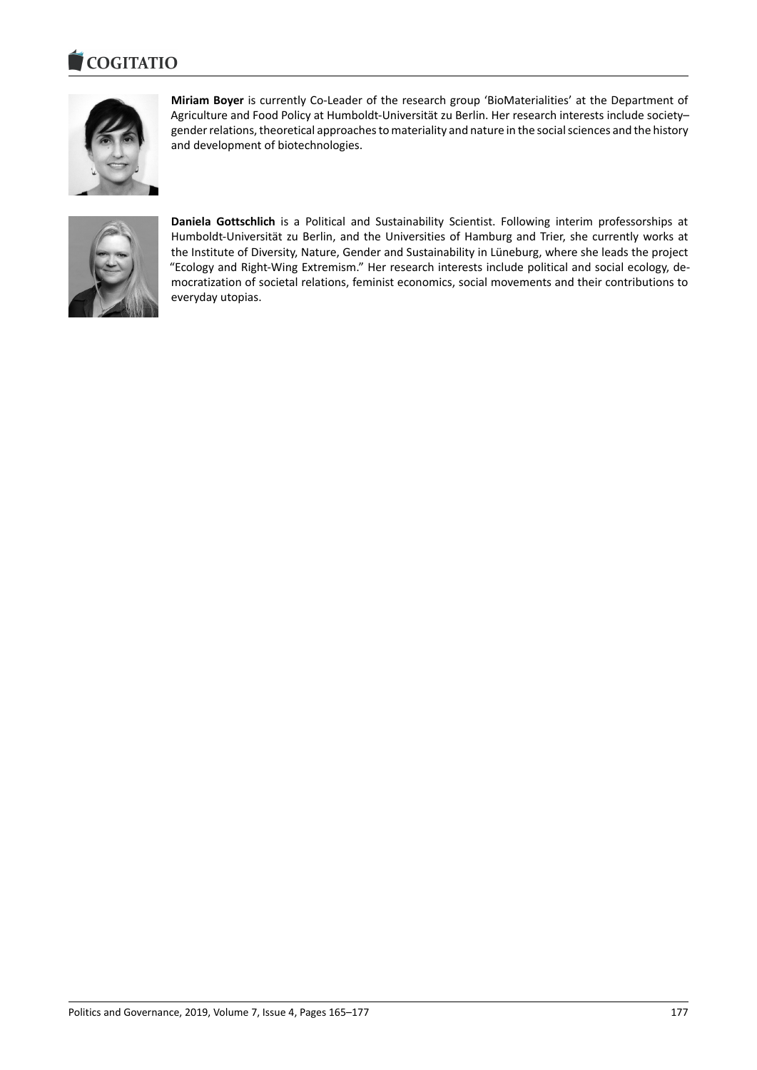**Miriam Boyer** is currently Co-Leader of the research group 'BioMaterialities' at the Department of Agriculture and Food Policy at Humboldt-Universität zu Berlin. Her research interests include society–gender relations, theoretical approaches to materiality and nature in the social sciences and the history and development of biotechnologies.

**Daniela Gottschlich** is a Political and Sustainability Scientist. Following interim professorships at Humboldt-Universität zu Berlin, and the Universities of Hamburg and Trier, she currently works at the Institute of Diversity, Nature, Gender and Sustainability in Lüneburg, where she leads the project "Ecology and Right-Wing Extremism." Her research interests include political and social ecology, democratization of societal relations, feminist economics, social movements and their contributions to everyday utopias.